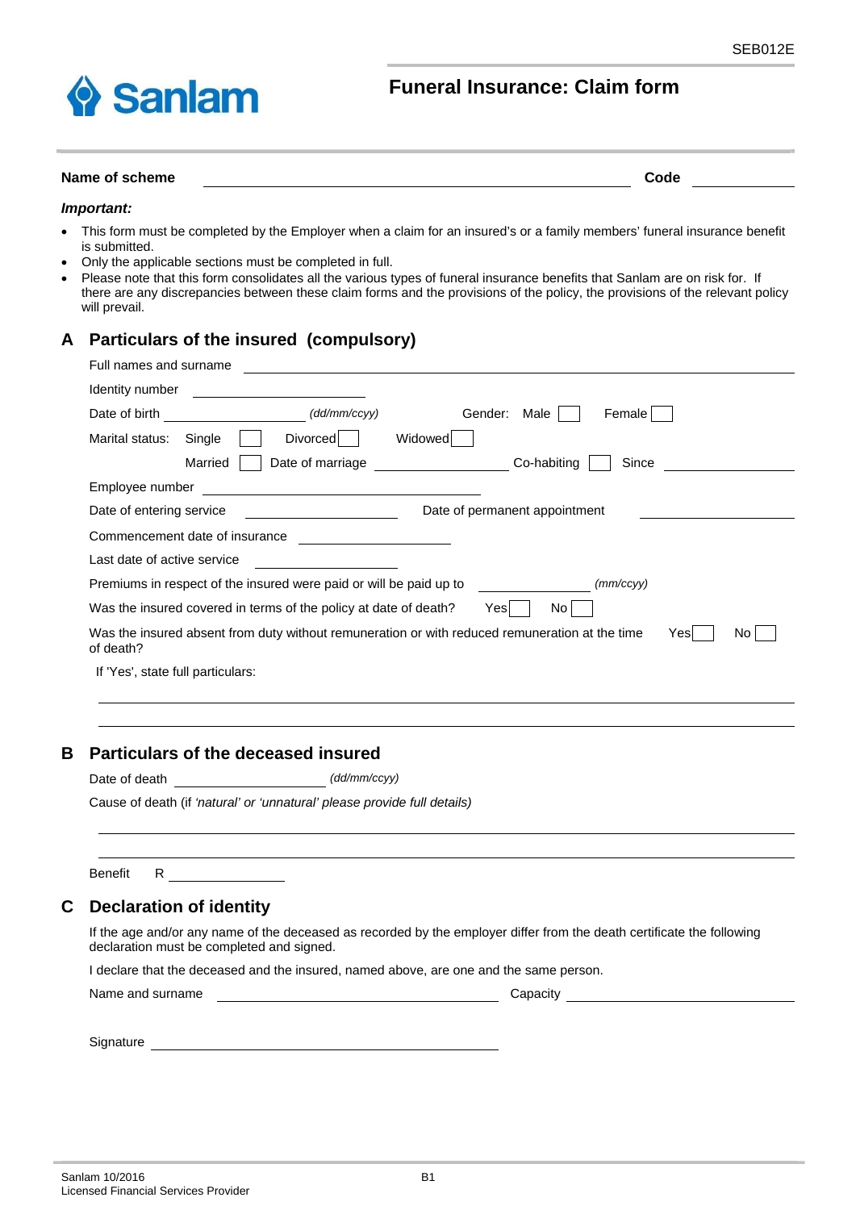SEB012E

Sanlam

# Funeral Insurance: Claim form

**Name of scheme** ______________________________ **Code** __________

***Important:***

- This form must be completed by the Employer when a claim for an insured's or a family members' funeral insurance benefit is submitted.
- Only the applicable sections must be completed in full.
- Please note that this form consolidates all the various types of funeral insurance benefits that Sanlam are on risk for. If there are any discrepancies between these claim forms and the provisions of the policy, the provisions of the relevant policy will prevail.

## A Particulars of the insured (compulsory)

Full names and surname ______________________________

Identity number ______________________________

Date of birth __________ *(dd/mm/ccyy)* Gender: Male ☐ Female ☐

Marital status: Single ☐ Divorced ☐ Widowed ☐

Married ☐ Date of marriage __________ Co-habiting ☐ Since __________

Employee number ______________________________

Date of entering service __________ Date of permanent appointment __________

Commencement date of insurance __________

Last date of active service __________

Premiums in respect of the insured were paid or will be paid up to __________ *(mm/ccyy)*

Was the insured covered in terms of the policy at date of death? Yes ☐ No ☐

Was the insured absent from duty without remuneration or with reduced remuneration at the time of death? Yes ☐ No ☐

If 'Yes', state full particulars:

______________________________

______________________________

## B Particulars of the deceased insured

Date of death __________ *(dd/mm/ccyy)*

Cause of death (if *'natural' or 'unnatural' please provide full details)*

______________________________

______________________________

Benefit R __________

## C Declaration of identity

If the age and/or any name of the deceased as recorded by the employer differ from the death certificate the following declaration must be completed and signed.

I declare that the deceased and the insured, named above, are one and the same person.

Name and surname ______________________________ Capacity ______________________________

Signature ______________________________

Sanlam 10/2016
Licensed Financial Services Provider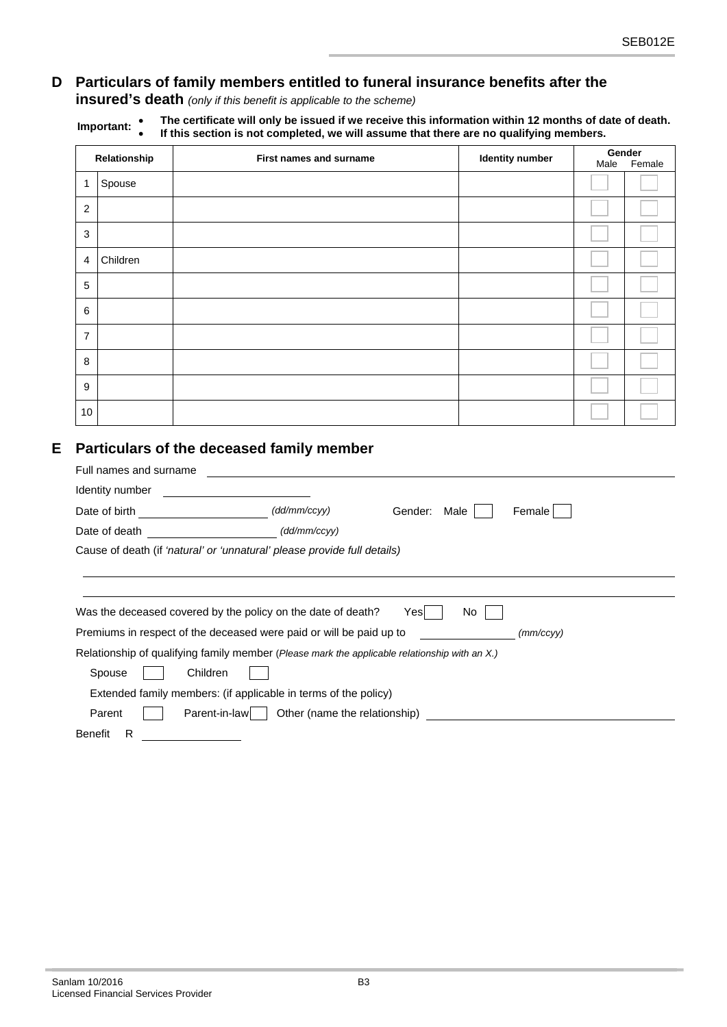## D Particulars of family members entitled to funeral insurance benefits after the insured's death *(only if this benefit is applicable to the scheme)*

**Important:**
- **The certificate will only be issued if we receive this information within 12 months of date of death.**
- **If this section is not completed, we will assume that there are no qualifying members.**

| | Relationship | First names and surname | Identity number | Gender Male | Gender Female |
|---|---|---|---|---|---|
| 1 | Spouse | | | ☐ | ☐ |
| 2 | | | | ☐ | ☐ |
| 3 | | | | ☐ | ☐ |
| 4 | Children | | | ☐ | ☐ |
| 5 | | | | ☐ | ☐ |
| 6 | | | | ☐ | ☐ |
| 7 | | | | ☐ | ☐ |
| 8 | | | | ☐ | ☐ |
| 9 | | | | ☐ | ☐ |
| 10 | | | | ☐ | ☐ |

## E Particulars of the deceased family member

Full names and surname ____________________

Identity number ____________________

Date of birth ____________________ *(dd/mm/ccyy)* Gender: Male ☐ Female ☐

Date of death ____________________ *(dd/mm/ccyy)*

Cause of death (if *'natural' or 'unnatural' please provide full details)*

____________________

____________________

Was the deceased covered by the policy on the date of death? Yes ☐ No ☐

Premiums in respect of the deceased were paid or will be paid up to ____________ *(mm/ccyy)*

Relationship of qualifying family member (*Please mark the applicable relationship with an X.)*

Spouse ☐ Children ☐

Extended family members: (if applicable in terms of the policy)

Parent ☐ Parent-in-law ☐ Other (name the relationship) ____________________

Benefit R ____________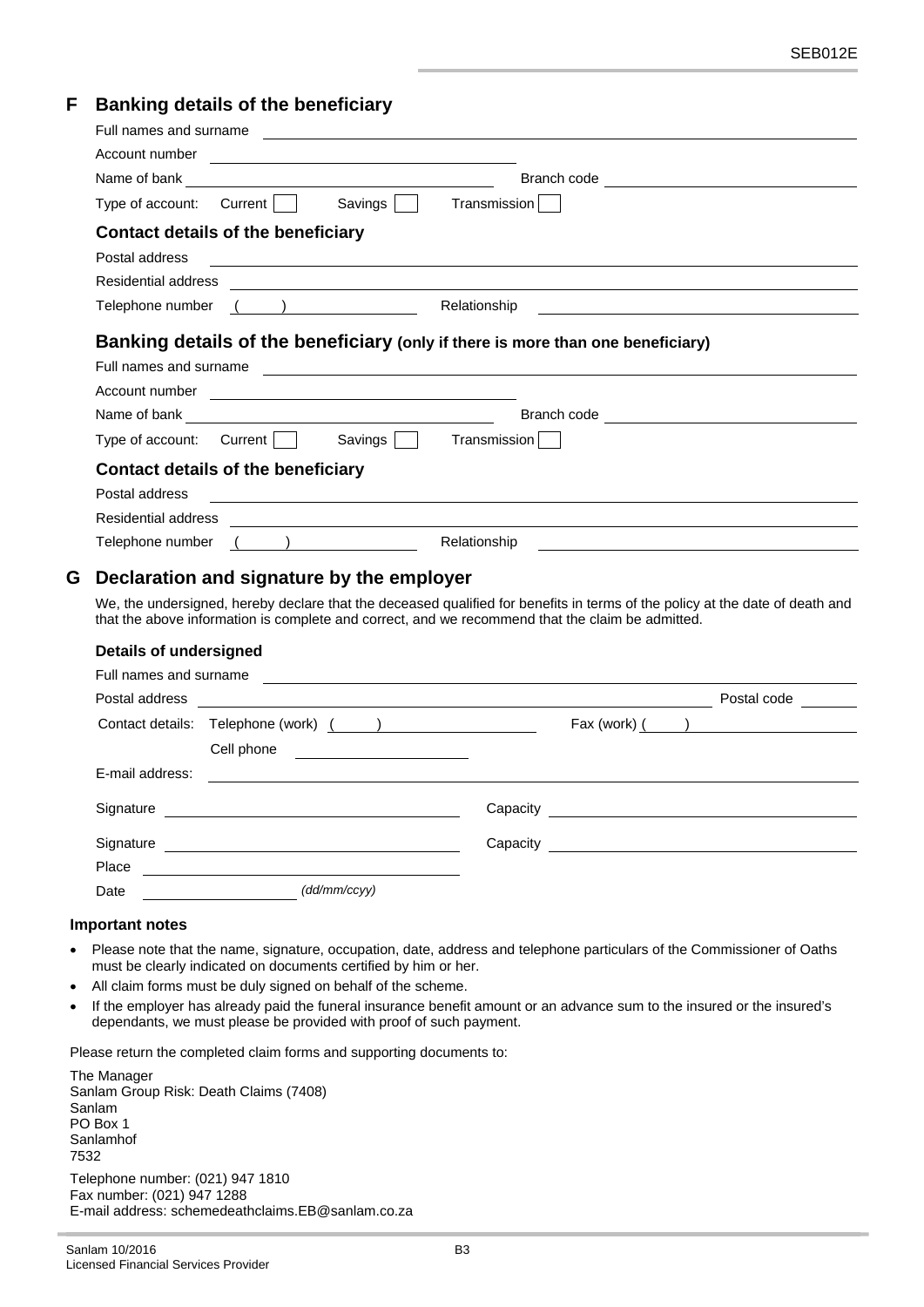## F Banking details of the beneficiary

Full names and surname \_\_\_\_\_\_\_\_\_\_\_\_\_\_\_\_\_\_\_\_\_\_\_\_\_\_\_\_\_\_\_\_\_\_\_\_\_\_\_\_

Account number \_\_\_\_\_\_\_\_\_\_\_\_\_\_\_\_\_\_\_\_\_\_\_\_\_\_\_\_\_\_\_\_

Name of bank \_\_\_\_\_\_\_\_\_\_\_\_\_\_\_\_\_\_\_\_\_\_\_\_\_\_\_\_\_\_\_\_ Branch code \_\_\_\_\_\_\_\_\_\_\_\_\_\_\_\_\_\_\_\_

Type of account: Current ☐ Savings ☐ Transmission ☐

### Contact details of the beneficiary

Postal address \_\_\_\_\_\_\_\_\_\_\_\_\_\_\_\_\_\_\_\_\_\_\_\_\_\_\_\_\_\_\_\_\_\_\_\_\_\_\_\_

Residential address \_\_\_\_\_\_\_\_\_\_\_\_\_\_\_\_\_\_\_\_\_\_\_\_\_\_\_\_\_\_\_\_\_\_\_\_\_\_\_\_

Telephone number ( ) \_\_\_\_\_\_\_\_\_\_\_\_\_\_\_\_ Relationship \_\_\_\_\_\_\_\_\_\_\_\_\_\_\_\_\_\_\_\_

### Banking details of the beneficiary (only if there is more than one beneficiary)

Full names and surname \_\_\_\_\_\_\_\_\_\_\_\_\_\_\_\_\_\_\_\_\_\_\_\_\_\_\_\_\_\_\_\_\_\_\_\_\_\_\_\_

Account number \_\_\_\_\_\_\_\_\_\_\_\_\_\_\_\_\_\_\_\_\_\_\_\_\_\_\_\_\_\_\_\_

Name of bank \_\_\_\_\_\_\_\_\_\_\_\_\_\_\_\_\_\_\_\_\_\_\_\_\_\_\_\_\_\_\_\_ Branch code \_\_\_\_\_\_\_\_\_\_\_\_\_\_\_\_\_\_\_\_

Type of account: Current ☐ Savings ☐ Transmission ☐

### Contact details of the beneficiary

Postal address \_\_\_\_\_\_\_\_\_\_\_\_\_\_\_\_\_\_\_\_\_\_\_\_\_\_\_\_\_\_\_\_\_\_\_\_\_\_\_\_

Residential address \_\_\_\_\_\_\_\_\_\_\_\_\_\_\_\_\_\_\_\_\_\_\_\_\_\_\_\_\_\_\_\_\_\_\_\_\_\_\_\_

Telephone number ( ) \_\_\_\_\_\_\_\_\_\_\_\_\_\_\_\_ Relationship \_\_\_\_\_\_\_\_\_\_\_\_\_\_\_\_\_\_\_\_

## G Declaration and signature by the employer

We, the undersigned, hereby declare that the deceased qualified for benefits in terms of the policy at the date of death and that the above information is complete and correct, and we recommend that the claim be admitted.

### Details of undersigned

Full names and surname \_\_\_\_\_\_\_\_\_\_\_\_\_\_\_\_\_\_\_\_\_\_\_\_\_\_\_\_\_\_\_\_\_\_\_\_\_\_\_\_

Postal address \_\_\_\_\_\_\_\_\_\_\_\_\_\_\_\_\_\_\_\_\_\_\_\_\_\_\_\_\_\_\_\_\_\_\_\_ Postal code \_\_\_\_\_\_\_\_

Contact details: Telephone (work) ( ) \_\_\_\_\_\_\_\_\_\_\_\_\_\_\_\_ Fax (work) ( ) \_\_\_\_\_\_\_\_\_\_\_\_\_\_\_\_

Cell phone \_\_\_\_\_\_\_\_\_\_\_\_\_\_\_\_\_\_\_\_

E-mail address: \_\_\_\_\_\_\_\_\_\_\_\_\_\_\_\_\_\_\_\_\_\_\_\_\_\_\_\_\_\_\_\_\_\_\_\_\_\_\_\_

Signature \_\_\_\_\_\_\_\_\_\_\_\_\_\_\_\_\_\_\_\_\_\_\_\_\_\_\_\_\_\_\_\_ Capacity \_\_\_\_\_\_\_\_\_\_\_\_\_\_\_\_\_\_\_\_\_\_\_\_\_\_\_\_\_\_\_\_

Signature \_\_\_\_\_\_\_\_\_\_\_\_\_\_\_\_\_\_\_\_\_\_\_\_\_\_\_\_\_\_\_\_ Capacity \_\_\_\_\_\_\_\_\_\_\_\_\_\_\_\_\_\_\_\_\_\_\_\_\_\_\_\_\_\_\_\_

Place \_\_\_\_\_\_\_\_\_\_\_\_\_\_\_\_\_\_\_\_\_\_\_\_\_\_\_\_\_\_\_\_

Date \_\_\_\_\_\_\_\_\_\_\_\_\_\_\_\_ *(dd/mm/ccyy)*

### Important notes

- Please note that the name, signature, occupation, date, address and telephone particulars of the Commissioner of Oaths must be clearly indicated on documents certified by him or her.
- All claim forms must be duly signed on behalf of the scheme.
- If the employer has already paid the funeral insurance benefit amount or an advance sum to the insured or the insured's dependants, we must please be provided with proof of such payment.

Please return the completed claim forms and supporting documents to:

The Manager
Sanlam Group Risk: Death Claims (7408)
Sanlam
PO Box 1
Sanlamhof
7532

Telephone number: (021) 947 1810
Fax number: (021) 947 1288
E-mail address: schemedeathclaims.EB@sanlam.co.za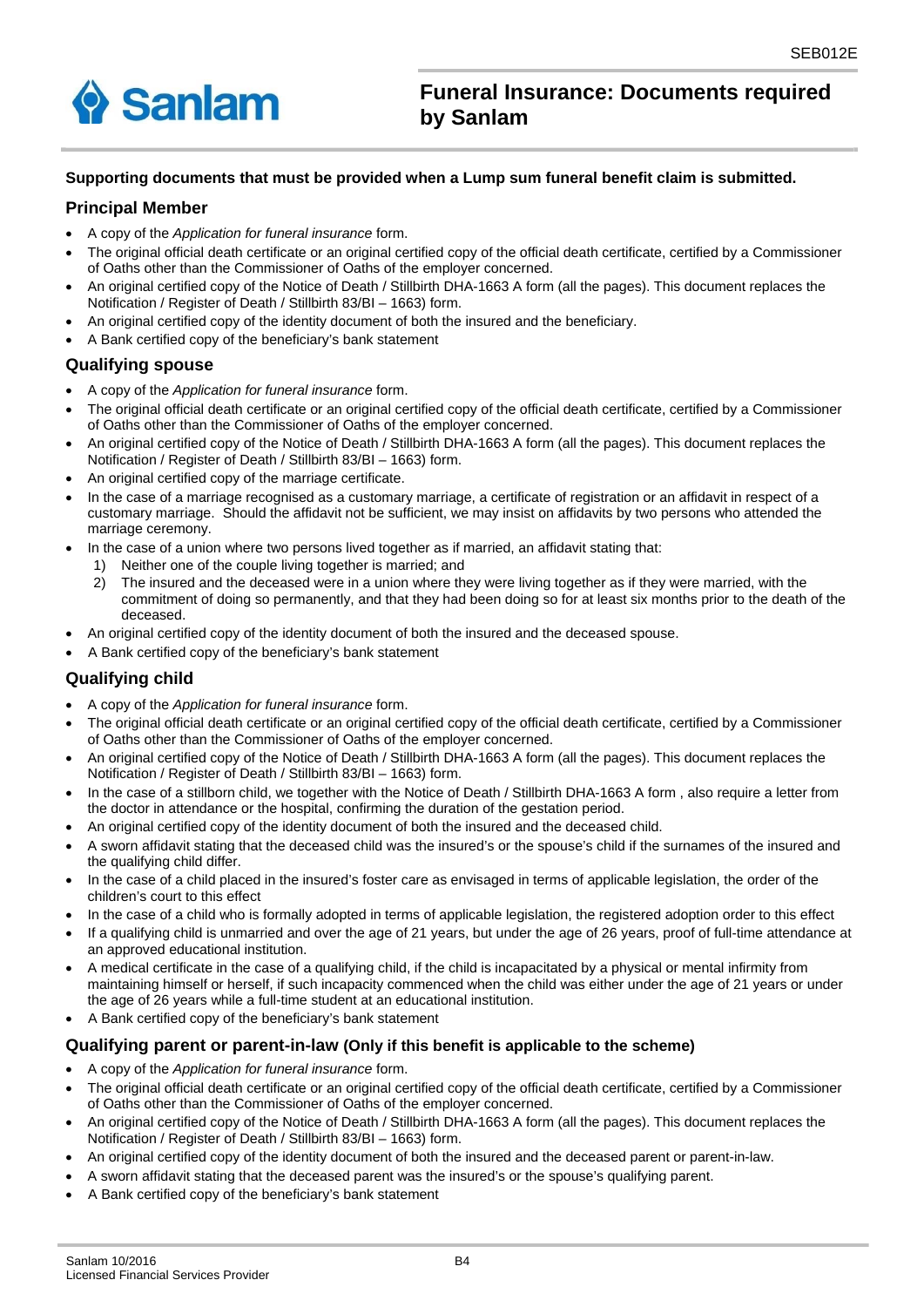# Funeral Insurance: Documents required by Sanlam

**Supporting documents that must be provided when a Lump sum funeral benefit claim is submitted.**

## Principal Member

- A copy of the *Application for funeral insurance* form.
- The original official death certificate or an original certified copy of the official death certificate, certified by a Commissioner of Oaths other than the Commissioner of Oaths of the employer concerned.
- An original certified copy of the Notice of Death / Stillbirth DHA-1663 A form (all the pages). This document replaces the Notification / Register of Death / Stillbirth 83/BI – 1663) form.
- An original certified copy of the identity document of both the insured and the beneficiary.
- A Bank certified copy of the beneficiary's bank statement

## Qualifying spouse

- A copy of the *Application for funeral insurance* form.
- The original official death certificate or an original certified copy of the official death certificate, certified by a Commissioner of Oaths other than the Commissioner of Oaths of the employer concerned.
- An original certified copy of the Notice of Death / Stillbirth DHA-1663 A form (all the pages). This document replaces the Notification / Register of Death / Stillbirth 83/BI – 1663) form.
- An original certified copy of the marriage certificate.
- In the case of a marriage recognised as a customary marriage, a certificate of registration or an affidavit in respect of a customary marriage. Should the affidavit not be sufficient, we may insist on affidavits by two persons who attended the marriage ceremony.
- In the case of a union where two persons lived together as if married, an affidavit stating that:
  1) Neither one of the couple living together is married; and
  2) The insured and the deceased were in a union where they were living together as if they were married, with the commitment of doing so permanently, and that they had been doing so for at least six months prior to the death of the deceased.
- An original certified copy of the identity document of both the insured and the deceased spouse.
- A Bank certified copy of the beneficiary's bank statement

## Qualifying child

- A copy of the *Application for funeral insurance* form.
- The original official death certificate or an original certified copy of the official death certificate, certified by a Commissioner of Oaths other than the Commissioner of Oaths of the employer concerned.
- An original certified copy of the Notice of Death / Stillbirth DHA-1663 A form (all the pages). This document replaces the Notification / Register of Death / Stillbirth 83/BI – 1663) form.
- In the case of a stillborn child, we together with the Notice of Death / Stillbirth DHA-1663 A form , also require a letter from the doctor in attendance or the hospital, confirming the duration of the gestation period.
- An original certified copy of the identity document of both the insured and the deceased child.
- A sworn affidavit stating that the deceased child was the insured's or the spouse's child if the surnames of the insured and the qualifying child differ.
- In the case of a child placed in the insured's foster care as envisaged in terms of applicable legislation, the order of the children's court to this effect
- In the case of a child who is formally adopted in terms of applicable legislation, the registered adoption order to this effect
- If a qualifying child is unmarried and over the age of 21 years, but under the age of 26 years, proof of full-time attendance at an approved educational institution.
- A medical certificate in the case of a qualifying child, if the child is incapacitated by a physical or mental infirmity from maintaining himself or herself, if such incapacity commenced when the child was either under the age of 21 years or under the age of 26 years while a full-time student at an educational institution.
- A Bank certified copy of the beneficiary's bank statement

## Qualifying parent or parent-in-law (Only if this benefit is applicable to the scheme)

- A copy of the *Application for funeral insurance* form.
- The original official death certificate or an original certified copy of the official death certificate, certified by a Commissioner of Oaths other than the Commissioner of Oaths of the employer concerned.
- An original certified copy of the Notice of Death / Stillbirth DHA-1663 A form (all the pages). This document replaces the Notification / Register of Death / Stillbirth 83/BI – 1663) form.
- An original certified copy of the identity document of both the insured and the deceased parent or parent-in-law.
- A sworn affidavit stating that the deceased parent was the insured's or the spouse's qualifying parent.
- A Bank certified copy of the beneficiary's bank statement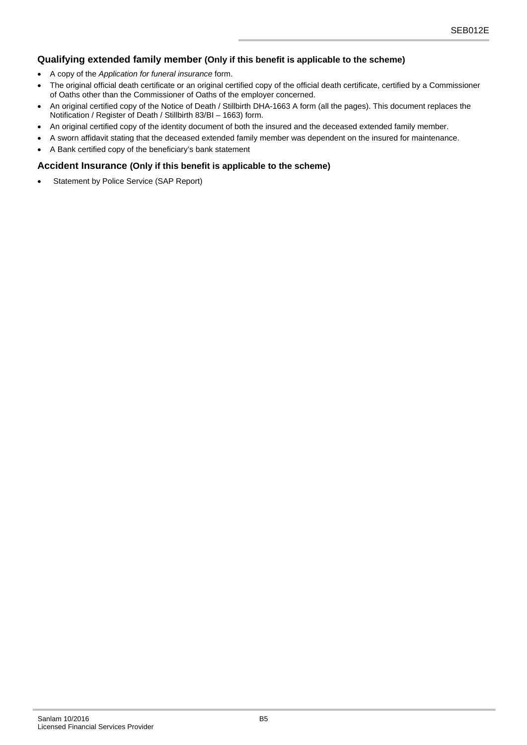### Qualifying extended family member **(Only if this benefit is applicable to the scheme)**

- A copy of the *Application for funeral insurance* form.
- The original official death certificate or an original certified copy of the official death certificate, certified by a Commissioner of Oaths other than the Commissioner of Oaths of the employer concerned.
- An original certified copy of the Notice of Death / Stillbirth DHA-1663 A form (all the pages). This document replaces the Notification / Register of Death / Stillbirth 83/BI – 1663) form.
- An original certified copy of the identity document of both the insured and the deceased extended family member.
- A sworn affidavit stating that the deceased extended family member was dependent on the insured for maintenance.
- A Bank certified copy of the beneficiary's bank statement

### Accident Insurance **(Only if this benefit is applicable to the scheme)**

- Statement by Police Service (SAP Report)